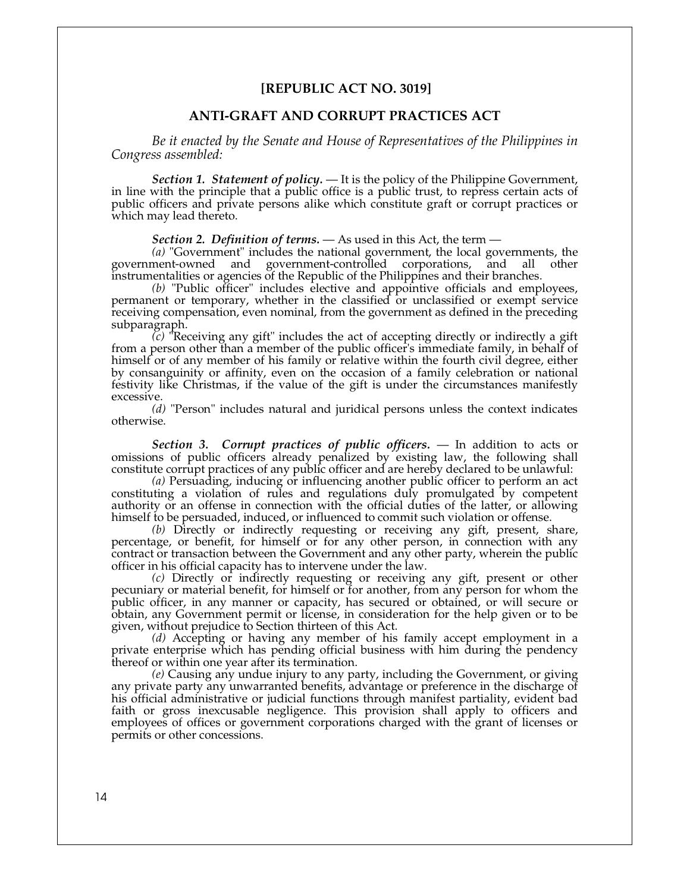## [REPUBLIC ACT NO. 3019]

## ANTI-GRAFT AND CORRUPT PRACTICES ACT

*Be it enacted by the Senate and House of Representatives of the Philippines in Congress assembled:*

***Section 1. Statement of policy.*** — It is the policy of the Philippine Government, in line with the principle that a public office is a public trust, to repress certain acts of public officers and private persons alike which constitute graft or corrupt practices or which may lead thereto.

***Section 2. Definition of terms.*** — As used in this Act, the term —

*(a)* "Government" includes the national government, the local governments, the government-owned and government-controlled corporations, and all other instrumentalities or agencies of the Republic of the Philippines and their branches.

*(b)* "Public officer" includes elective and appointive officials and employees, permanent or temporary, whether in the classified or unclassified or exempt service receiving compensation, even nominal, from the government as defined in the preceding subparagraph.

*(c)* "Receiving any gift" includes the act of accepting directly or indirectly a gift from a person other than a member of the public officer's immediate family, in behalf of himself or of any member of his family or relative within the fourth civil degree, either by consanguinity or affinity, even on the occasion of a family celebration or national festivity like Christmas, if the value of the gift is under the circumstances manifestly excessive.

*(d)* "Person" includes natural and juridical persons unless the context indicates otherwise.

***Section 3. Corrupt practices of public officers.*** — In addition to acts or omissions of public officers already penalized by existing law, the following shall constitute corrupt practices of any public officer and are hereby declared to be unlawful:

*(a)* Persuading, inducing or influencing another public officer to perform an act constituting a violation of rules and regulations duly promulgated by competent authority or an offense in connection with the official duties of the latter, or allowing himself to be persuaded, induced, or influenced to commit such violation or offense.

*(b)* Directly or indirectly requesting or receiving any gift, present, share, percentage, or benefit, for himself or for any other person, in connection with any contract or transaction between the Government and any other party, wherein the public officer in his official capacity has to intervene under the law.

*(c)* Directly or indirectly requesting or receiving any gift, present or other pecuniary or material benefit, for himself or for another, from any person for whom the public officer, in any manner or capacity, has secured or obtained, or will secure or obtain, any Government permit or license, in consideration for the help given or to be given, without prejudice to Section thirteen of this Act.

*(d)* Accepting or having any member of his family accept employment in a private enterprise which has pending official business with him during the pendency thereof or within one year after its termination.

*(e)* Causing any undue injury to any party, including the Government, or giving any private party any unwarranted benefits, advantage or preference in the discharge of his official administrative or judicial functions through manifest partiality, evident bad faith or gross inexcusable negligence. This provision shall apply to officers and employees of offices or government corporations charged with the grant of licenses or permits or other concessions.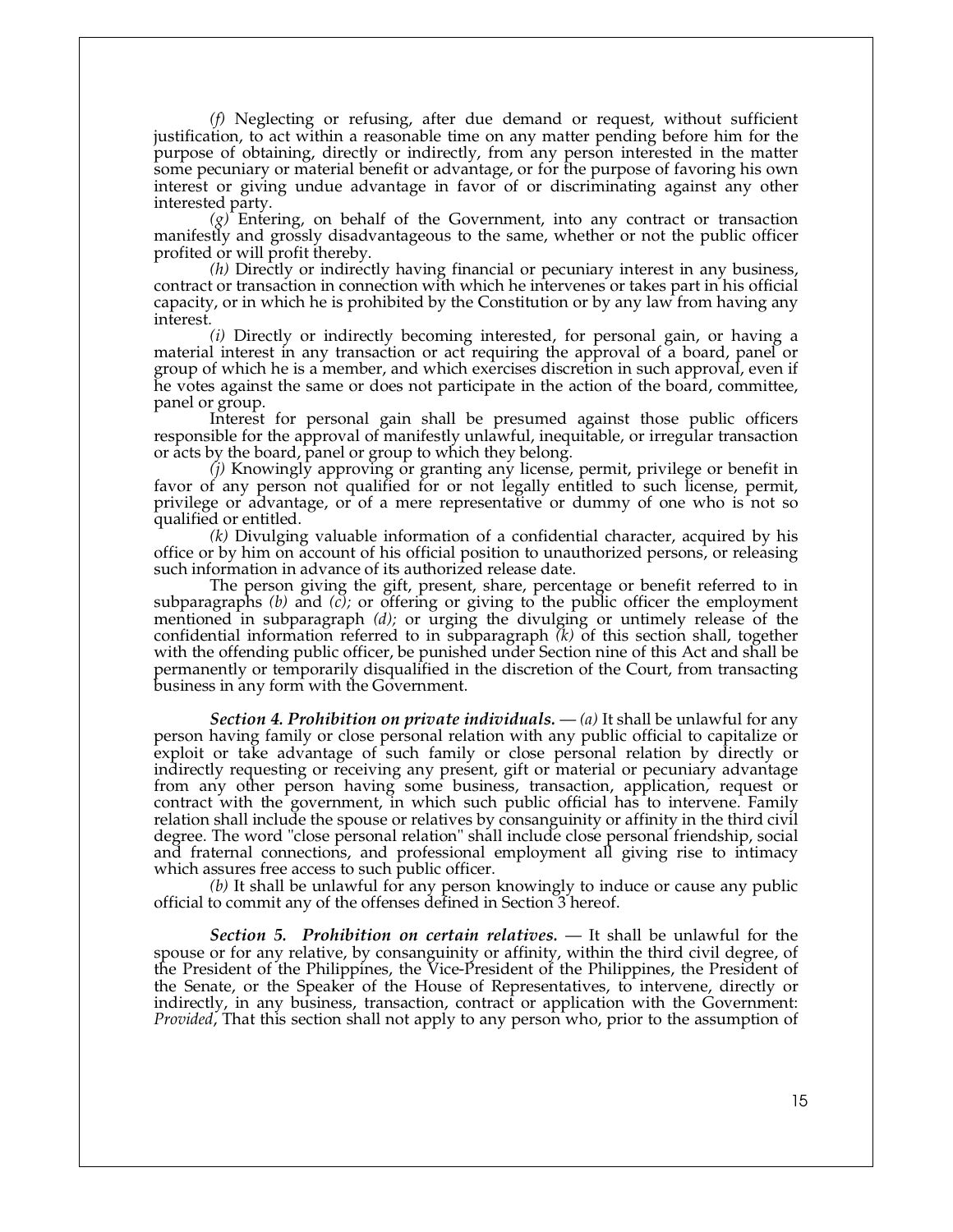*(f)* Neglecting or refusing, after due demand or request, without sufficient justification, to act within a reasonable time on any matter pending before him for the purpose of obtaining, directly or indirectly, from any person interested in the matter some pecuniary or material benefit or advantage, or for the purpose of favoring his own interest or giving undue advantage in favor of or discriminating against any other interested party.

*(g)* Entering, on behalf of the Government, into any contract or transaction manifestly and grossly disadvantageous to the same, whether or not the public officer profited or will profit thereby.

*(h)* Directly or indirectly having financial or pecuniary interest in any business, contract or transaction in connection with which he intervenes or takes part in his official capacity, or in which he is prohibited by the Constitution or by any law from having any interest.

*(i)* Directly or indirectly becoming interested, for personal gain, or having a material interest in any transaction or act requiring the approval of a board, panel or group of which he is a member, and which exercises discretion in such approval, even if he votes against the same or does not participate in the action of the board, committee, panel or group.

Interest for personal gain shall be presumed against those public officers responsible for the approval of manifestly unlawful, inequitable, or irregular transaction or acts by the board, panel or group to which they belong.

*(j)* Knowingly approving or granting any license, permit, privilege or benefit in favor of any person not qualified for or not legally entitled to such license, permit, privilege or advantage, or of a mere representative or dummy of one who is not so qualified or entitled.

*(k)* Divulging valuable information of a confidential character, acquired by his office or by him on account of his official position to unauthorized persons, or releasing such information in advance of its authorized release date.

The person giving the gift, present, share, percentage or benefit referred to in subparagraphs *(b)* and *(c)*; or offering or giving to the public officer the employment mentioned in subparagraph *(d)*; or urging the divulging or untimely release of the confidential information referred to in subparagraph *(k)* of this section shall, together with the offending public officer, be punished under Section nine of this Act and shall be permanently or temporarily disqualified in the discretion of the Court, from transacting business in any form with the Government.

***Section 4. Prohibition on private individuals.*** — *(a)* It shall be unlawful for any person having family or close personal relation with any public official to capitalize or exploit or take advantage of such family or close personal relation by directly or indirectly requesting or receiving any present, gift or material or pecuniary advantage from any other person having some business, transaction, application, request or contract with the government, in which such public official has to intervene. Family relation shall include the spouse or relatives by consanguinity or affinity in the third civil degree. The word "close personal relation" shall include close personal friendship, social and fraternal connections, and professional employment all giving rise to intimacy which assures free access to such public officer.

*(b)* It shall be unlawful for any person knowingly to induce or cause any public official to commit any of the offenses defined in Section 3 hereof.

***Section 5. Prohibition on certain relatives.*** — It shall be unlawful for the spouse or for any relative, by consanguinity or affinity, within the third civil degree, of the President of the Philippines, the Vice-President of the Philippines, the President of the Senate, or the Speaker of the House of Representatives, to intervene, directly or indirectly, in any business, transaction, contract or application with the Government: *Provided*, That this section shall not apply to any person who, prior to the assumption of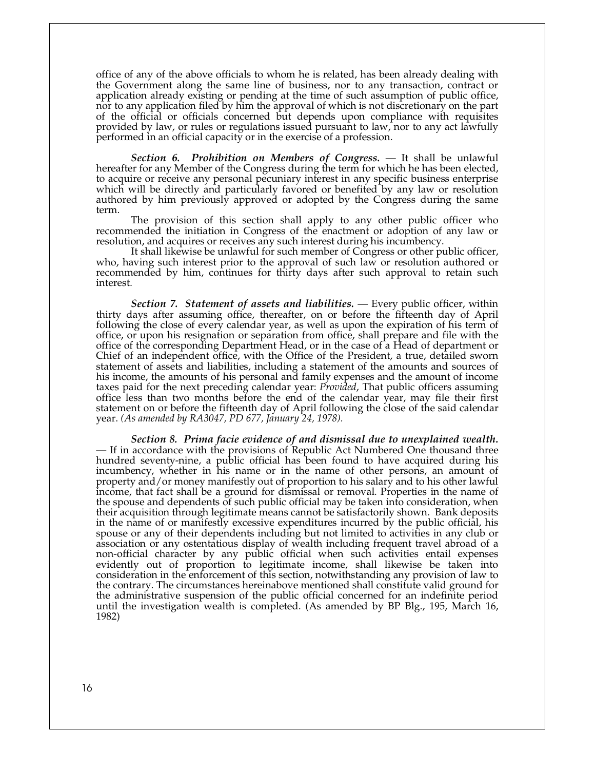office of any of the above officials to whom he is related, has been already dealing with the Government along the same line of business, nor to any transaction, contract or application already existing or pending at the time of such assumption of public office, nor to any application filed by him the approval of which is not discretionary on the part of the official or officials concerned but depends upon compliance with requisites provided by law, or rules or regulations issued pursuant to law, nor to any act lawfully performed in an official capacity or in the exercise of a profession.

***Section 6. Prohibition on Members of Congress.*** — It shall be unlawful hereafter for any Member of the Congress during the term for which he has been elected, to acquire or receive any personal pecuniary interest in any specific business enterprise which will be directly and particularly favored or benefited by any law or resolution authored by him previously approved or adopted by the Congress during the same term.

The provision of this section shall apply to any other public officer who recommended the initiation in Congress of the enactment or adoption of any law or resolution, and acquires or receives any such interest during his incumbency.

It shall likewise be unlawful for such member of Congress or other public officer, who, having such interest prior to the approval of such law or resolution authored or recommended by him, continues for thirty days after such approval to retain such interest.

***Section 7. Statement of assets and liabilities.*** — Every public officer, within thirty days after assuming office, thereafter, on or before the fifteenth day of April following the close of every calendar year, as well as upon the expiration of his term of office, or upon his resignation or separation from office, shall prepare and file with the office of the corresponding Department Head, or in the case of a Head of department or Chief of an independent office, with the Office of the President, a true, detailed sworn statement of assets and liabilities, including a statement of the amounts and sources of his income, the amounts of his personal and family expenses and the amount of income taxes paid for the next preceding calendar year: *Provided*, That public officers assuming office less than two months before the end of the calendar year, may file their first statement on or before the fifteenth day of April following the close of the said calendar year. *(As amended by RA3047, PD 677, January 24, 1978).*

***Section 8. Prima facie evidence of and dismissal due to unexplained wealth.*** — If in accordance with the provisions of Republic Act Numbered One thousand three hundred seventy-nine, a public official has been found to have acquired during his incumbency, whether in his name or in the name of other persons, an amount of property and/or money manifestly out of proportion to his salary and to his other lawful income, that fact shall be a ground for dismissal or removal. Properties in the name of the spouse and dependents of such public official may be taken into consideration, when their acquisition through legitimate means cannot be satisfactorily shown. Bank deposits in the name of or manifestly excessive expenditures incurred by the public official, his spouse or any of their dependents including but not limited to activities in any club or association or any ostentatious display of wealth including frequent travel abroad of a non-official character by any public official when such activities entail expenses evidently out of proportion to legitimate income, shall likewise be taken into consideration in the enforcement of this section, notwithstanding any provision of law to the contrary. The circumstances hereinabove mentioned shall constitute valid ground for the administrative suspension of the public official concerned for an indefinite period until the investigation wealth is completed. (As amended by BP Blg., 195, March 16, 1982)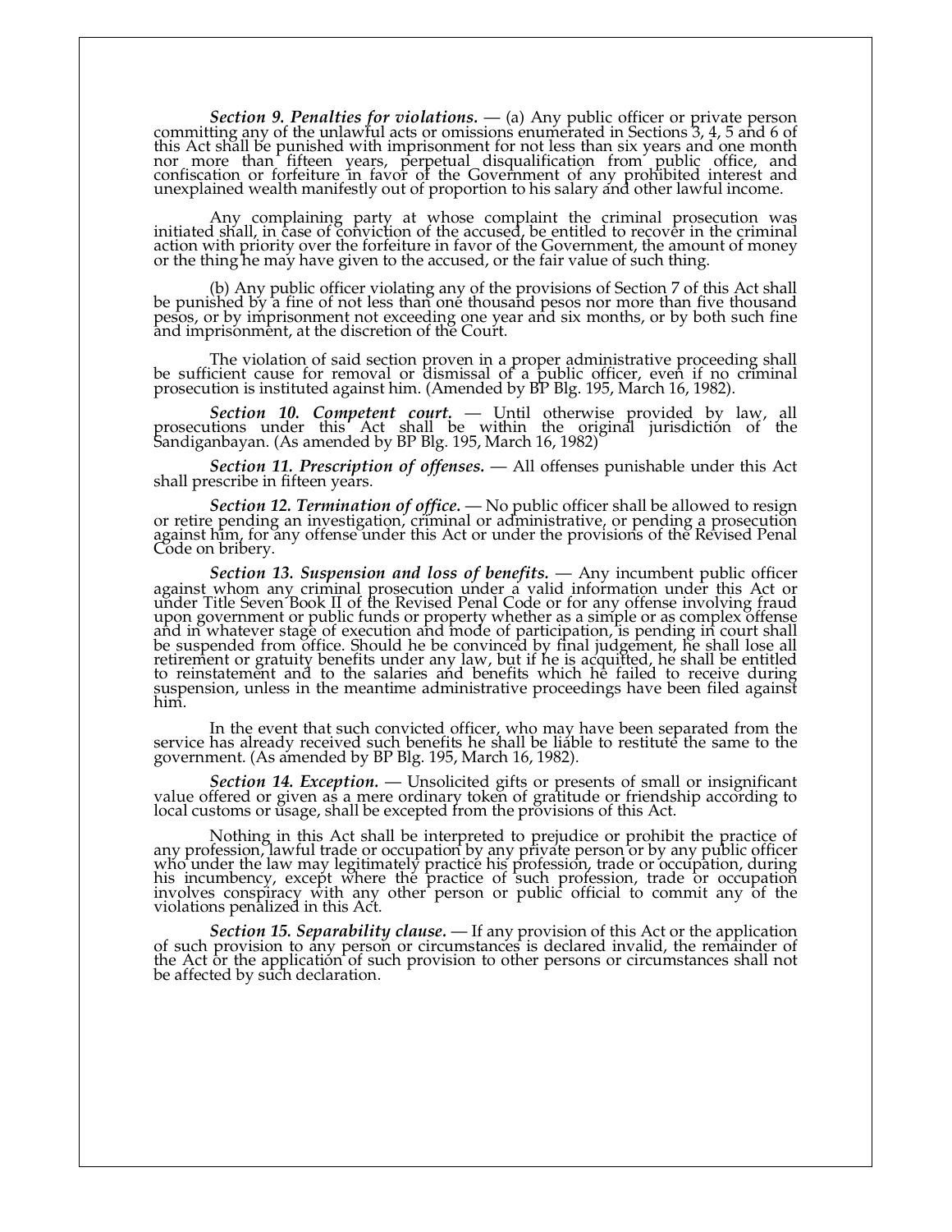***Section 9. Penalties for violations.*** — (a) Any public officer or private person committing any of the unlawful acts or omissions enumerated in Sections 3, 4, 5 and 6 of this Act shall be punished with imprisonment for not less than six years and one month nor more than fifteen years, perpetual disqualification from public office, and confiscation or forfeiture in favor of the Government of any prohibited interest and unexplained wealth manifestly out of proportion to his salary and other lawful income.

Any complaining party at whose complaint the criminal prosecution was initiated shall, in case of conviction of the accused, be entitled to recover in the criminal action with priority over the forfeiture in favor of the Government, the amount of money or the thing he may have given to the accused, or the fair value of such thing.

(b) Any public officer violating any of the provisions of Section 7 of this Act shall be punished by a fine of not less than one thousand pesos nor more than five thousand pesos, or by imprisonment not exceeding one year and six months, or by both such fine and imprisonment, at the discretion of the Court.

The violation of said section proven in a proper administrative proceeding shall be sufficient cause for removal or dismissal of a public officer, even if no criminal prosecution is instituted against him. (Amended by BP Blg. 195, March 16, 1982).

***Section 10. Competent court.*** — Until otherwise provided by law, all prosecutions under this Act shall be within the original jurisdiction of the Sandiganbayan. (As amended by BP Blg. 195, March 16, 1982)

***Section 11. Prescription of offenses.*** — All offenses punishable under this Act shall prescribe in fifteen years.

***Section 12. Termination of office.*** — No public officer shall be allowed to resign or retire pending an investigation, criminal or administrative, or pending a prosecution against him, for any offense under this Act or under the provisions of the Revised Penal Code on bribery.

***Section 13. Suspension and loss of benefits.*** — Any incumbent public officer against whom any criminal prosecution under a valid information under this Act or under Title Seven Book II of the Revised Penal Code or for any offense involving fraud upon government or public funds or property whether as a simple or as complex offense and in whatever stage of execution and mode of participation, is pending in court shall be suspended from office. Should he be convinced by final judgement, he shall lose all retirement or gratuity benefits under any law, but if he is acquitted, he shall be entitled to reinstatement and to the salaries and benefits which he failed to receive during suspension, unless in the meantime administrative proceedings have been filed against him.

In the event that such convicted officer, who may have been separated from the service has already received such benefits he shall be liable to restitute the same to the government. (As amended by BP Blg. 195, March 16, 1982).

***Section 14. Exception.*** — Unsolicited gifts or presents of small or insignificant value offered or given as a mere ordinary token of gratitude or friendship according to local customs or usage, shall be excepted from the provisions of this Act.

Nothing in this Act shall be interpreted to prejudice or prohibit the practice of any profession, lawful trade or occupation by any private person or by any public officer who under the law may legitimately practice his profession, trade or occupation, during his incumbency, except where the practice of such profession, trade or occupation involves conspiracy with any other person or public official to commit any of the violations penalized in this Act.

***Section 15. Separability clause.*** — If any provision of this Act or the application of such provision to any person or circumstances is declared invalid, the remainder of the Act or the application of such provision to other persons or circumstances shall not be affected by such declaration.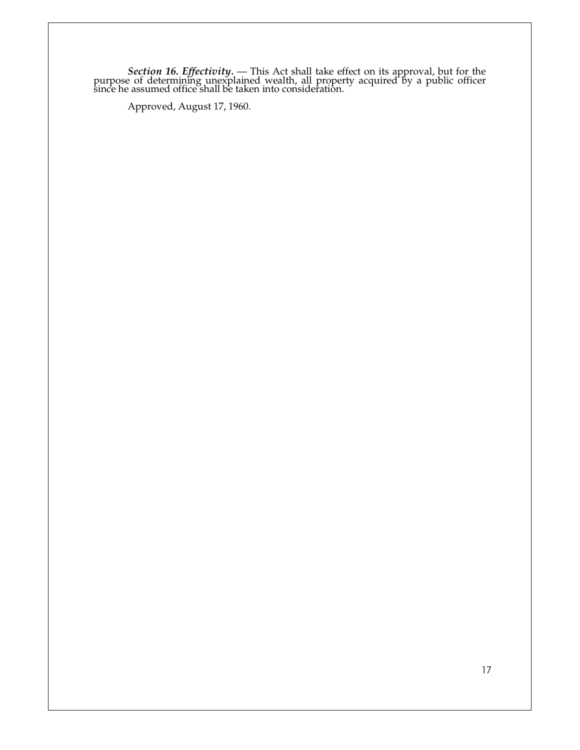***Section 16. Effectivity.*** — This Act shall take effect on its approval, but for the purpose of determining unexplained wealth, all property acquired by a public officer since he assumed office shall be taken into consideration.

Approved, August 17, 1960.